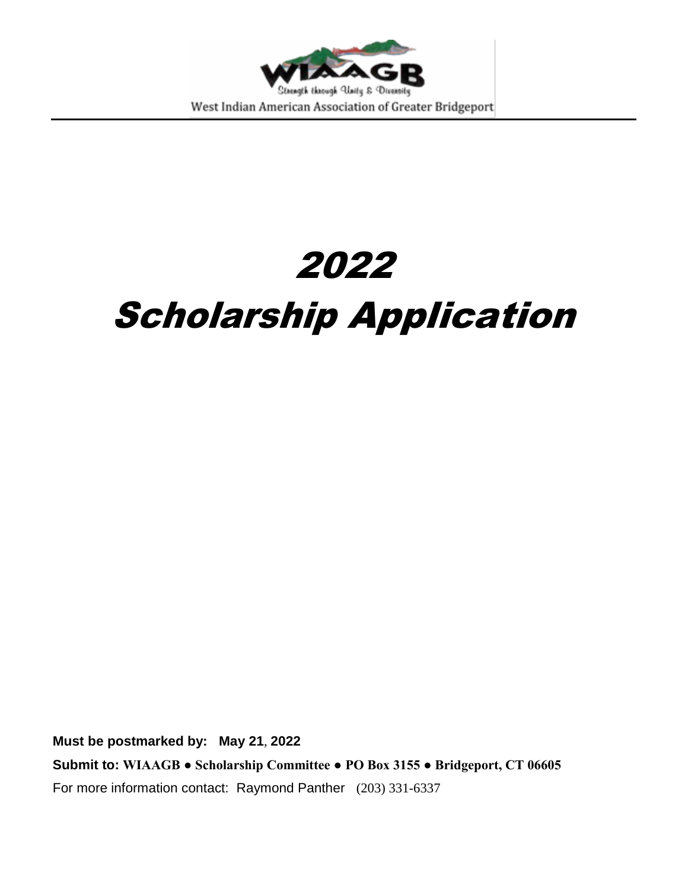WIAAGB

Strength through Unity & Diversity

West Indian American Association of Greater Bridgeport

# 2022

# Scholarship Application

**Must be postmarked by: May 21, 2022**

**Submit to: WIAAGB ● Scholarship Committee ● PO Box 3155 ● Bridgeport, CT 06605**

For more information contact: Raymond Panther (203) 331-6337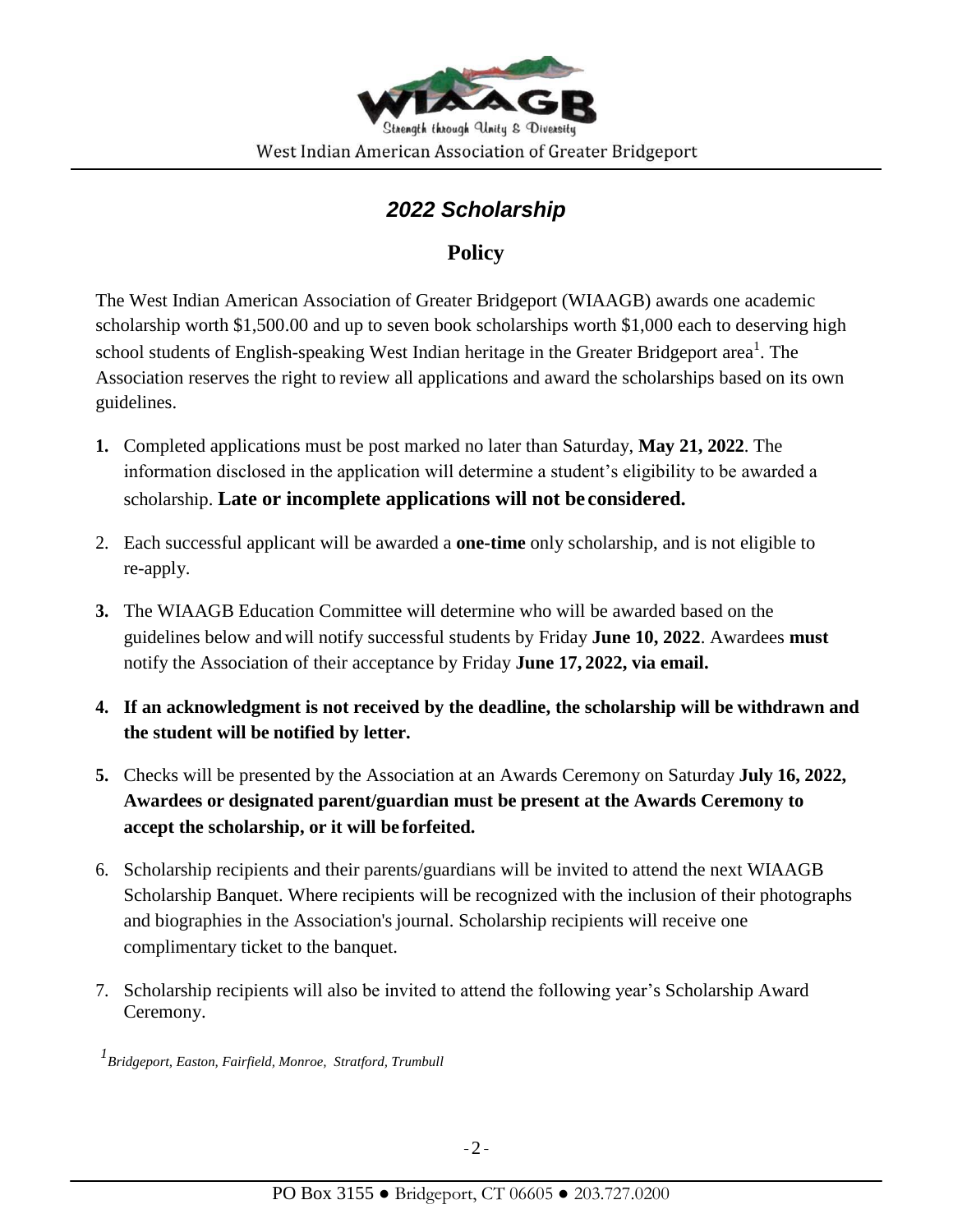# *2022 Scholarship*

## Policy

The West Indian American Association of Greater Bridgeport (WIAAGB) awards one academic scholarship worth $1,500.00 and up to seven book scholarships worth $1,000 each to deserving high school students of English-speaking West Indian heritage in the Greater Bridgeport area[1]. The Association reserves the right to review all applications and award the scholarships based on its own guidelines.

1. Completed applications must be post marked no later than Saturday, **May 21, 2022**. The information disclosed in the application will determine a student's eligibility to be awarded a scholarship. **Late or incomplete applications will not be considered.**
2. Each successful applicant will be awarded a **one-time** only scholarship, and is not eligible to re-apply.
3. The WIAAGB Education Committee will determine who will be awarded based on the guidelines below and will notify successful students by Friday **June 10, 2022**. Awardees **must** notify the Association of their acceptance by Friday **June 17, 2022, via email.**
4. **If an acknowledgment is not received by the deadline, the scholarship will be withdrawn and the student will be notified by letter.**
5. Checks will be presented by the Association at an Awards Ceremony on Saturday **July 16, 2022, Awardees or designated parent/guardian must be present at the Awards Ceremony to accept the scholarship, or it will be forfeited.**
6. Scholarship recipients and their parents/guardians will be invited to attend the next WIAAGB Scholarship Banquet. Where recipients will be recognized with the inclusion of their photographs and biographies in the Association's journal. Scholarship recipients will receive one complimentary ticket to the banquet.
7. Scholarship recipients will also be invited to attend the following year's Scholarship Award Ceremony.

*[1] Bridgeport, Easton, Fairfield, Monroe, Stratford, Trumbull*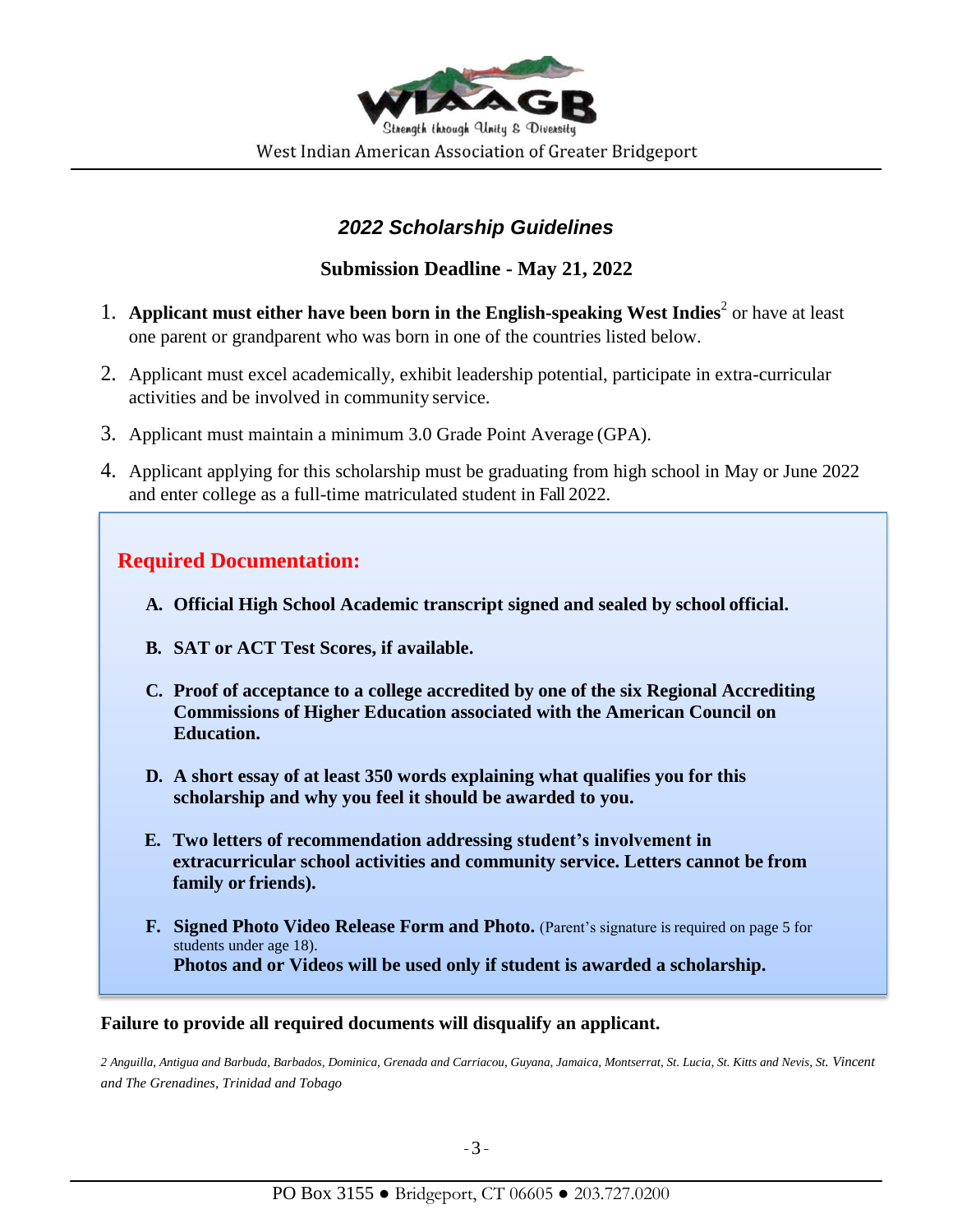WIAAGB

Strength through Unity & Diversity

West Indian American Association of Greater Bridgeport

## *2022 Scholarship Guidelines*

**Submission Deadline - May 21, 2022**

1. **Applicant must either have been born in the English-speaking West Indies**[2] or have at least one parent or grandparent who was born in one of the countries listed below.
2. Applicant must excel academically, exhibit leadership potential, participate in extra-curricular activities and be involved in community service.
3. Applicant must maintain a minimum 3.0 Grade Point Average (GPA).
4. Applicant applying for this scholarship must be graduating from high school in May or June 2022 and enter college as a full-time matriculated student in Fall 2022.

### Required Documentation:

- **A. Official High School Academic transcript signed and sealed by school official.**
- **B. SAT or ACT Test Scores, if available.**
- **C. Proof of acceptance to a college accredited by one of the six Regional Accrediting Commissions of Higher Education associated with the American Council on Education.**
- **D. A short essay of at least 350 words explaining what qualifies you for this scholarship and why you feel it should be awarded to you.**
- **E. Two letters of recommendation addressing student's involvement in extracurricular school activities and community service. Letters cannot be from family or friends).**
- **F. Signed Photo Video Release Form and Photo.** (Parent's signature is required on page 5 for students under age 18).
  **Photos and or Videos will be used only if student is awarded a scholarship.**

**Failure to provide all required documents will disqualify an applicant.**

*2 Anguilla, Antigua and Barbuda, Barbados, Dominica, Grenada and Carriacou, Guyana, Jamaica, Montserrat, St. Lucia, St. Kitts and Nevis, St. Vincent and The Grenadines, Trinidad and Tobago*

PO Box 3155 ● Bridgeport, CT 06605 ● 203.727.0200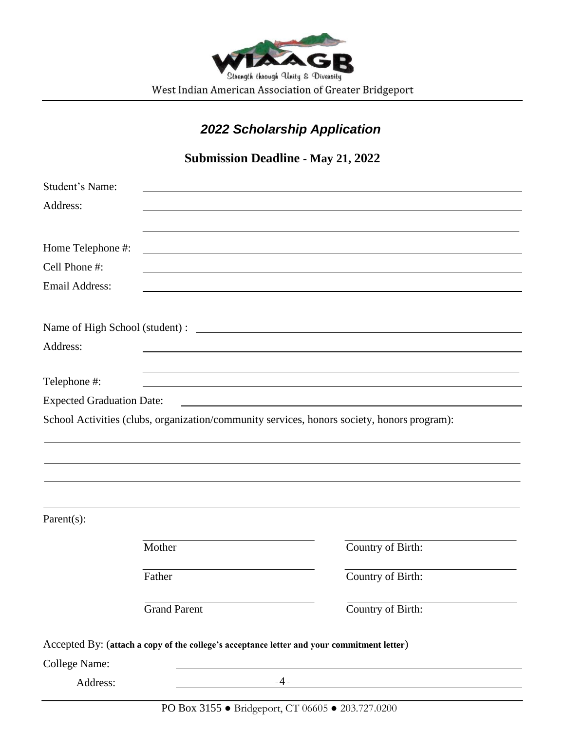WIAAGB

Strength through Unity & Diversity

West Indian American Association of Greater Bridgeport

## *2022 Scholarship Application*

### Submission Deadline - May 21, 2022

Student's Name: ______________________________

Address: ______________________________

______________________________

Home Telephone #: ______________________________

Cell Phone #: ______________________________

Email Address: ______________________________

Name of High School (student) : ______________________________

Address: ______________________________

______________________________

Telephone #: ______________________________

Expected Graduation Date: ______________________________

School Activities (clubs, organization/community services, honors society, honors program):

______________________________

______________________________

______________________________

______________________________

Parent(s):

| | |
|---|---|
| ____________ Mother | ____________ Country of Birth: |
| ____________ Father | ____________ Country of Birth: |
| ____________ Grand Parent | ____________ Country of Birth: |

Accepted By: (**attach a copy of the college's acceptance letter and your commitment letter**)

College Name: ______________________________

Address: ______________________________

PO Box 3155 ● Bridgeport, CT 06605 ● 203.727.0200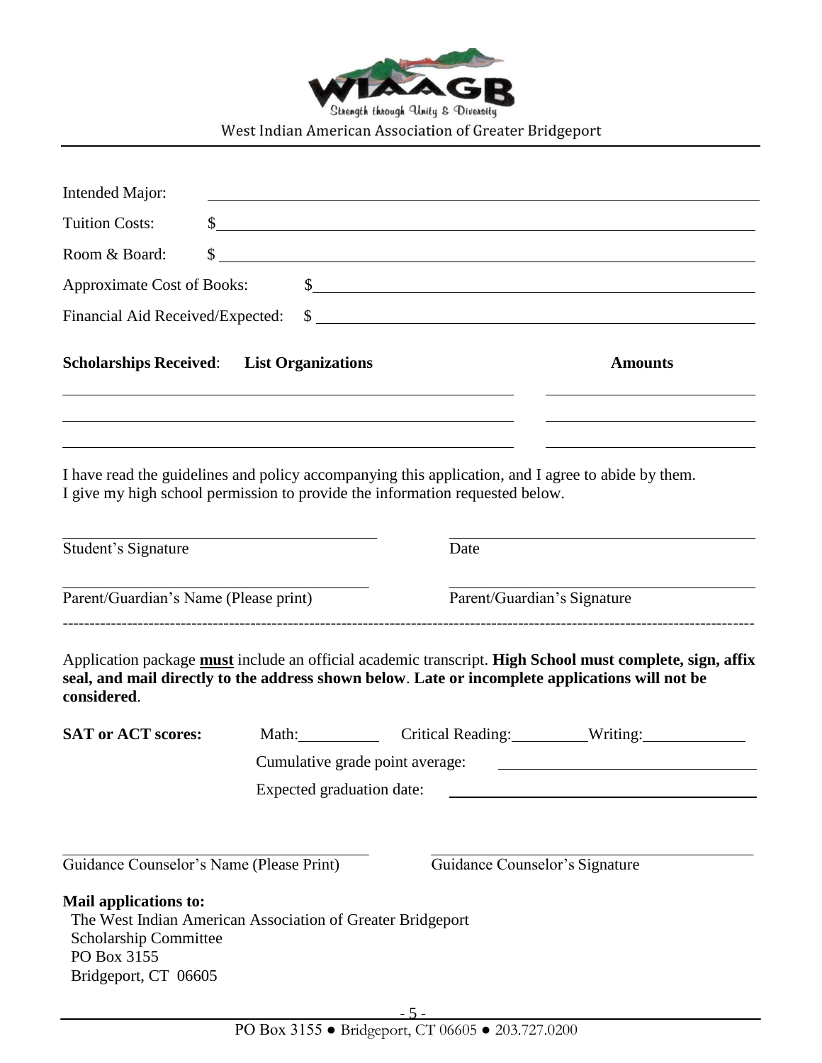Intended Major: \_\_\_\_\_\_\_\_\_\_\_\_\_\_\_\_\_\_\_\_\_\_\_\_\_\_\_\_\_\_\_\_

Tuition Costs: $\_\_\_\_\_\_\_\_\_\_\_\_\_\_\_\_\_\_\_\_\_\_\_\_\_\_\_\_\_\_\_\_

Room & Board: $\_\_\_\_\_\_\_\_\_\_\_\_\_\_\_\_\_\_\_\_\_\_\_\_\_\_\_\_\_\_\_\_

Approximate Cost of Books: $\_\_\_\_\_\_\_\_\_\_\_\_\_\_\_\_\_\_\_\_\_\_\_\_\_\_\_\_\_\_\_\_

Financial Aid Received/Expected: $\_\_\_\_\_\_\_\_\_\_\_\_\_\_\_\_\_\_\_\_\_\_\_\_\_\_\_\_\_\_\_\_

| **Scholarships Received**: **List Organizations** | **Amounts** |
|---|---|
| | |
| | |
| | |

I have read the guidelines and policy accompanying this application, and I agree to abide by them.
I give my high school permission to provide the information requested below.

\_\_\_\_\_\_\_\_\_\_\_\_\_\_\_\_\_\_\_\_\_\_\_\_ \_\_\_\_\_\_\_\_\_\_\_\_\_\_\_\_\_\_\_\_\_\_\_\_

Student's Signature Date

\_\_\_\_\_\_\_\_\_\_\_\_\_\_\_\_\_\_\_\_\_\_\_\_ \_\_\_\_\_\_\_\_\_\_\_\_\_\_\_\_\_\_\_\_\_\_\_\_

Parent/Guardian's Name (Please print) Parent/Guardian's Signature

---

Application package **<u>must</u>** include an official academic transcript. **High School must complete, sign, affix seal, and mail directly to the address shown below**. **Late or incomplete applications will not be considered**.

**SAT or ACT scores:** Math:\_\_\_\_\_\_\_\_ Critical Reading:\_\_\_\_\_\_\_\_ Writing:\_\_\_\_\_\_\_\_

Cumulative grade point average: \_\_\_\_\_\_\_\_\_\_\_\_\_\_\_\_

Expected graduation date: \_\_\_\_\_\_\_\_\_\_\_\_\_\_\_\_

\_\_\_\_\_\_\_\_\_\_\_\_\_\_\_\_\_\_\_\_\_\_\_\_ \_\_\_\_\_\_\_\_\_\_\_\_\_\_\_\_\_\_\_\_\_\_\_\_

Guidance Counselor's Name (Please Print) Guidance Counselor's Signature

**Mail applications to:**

The West Indian American Association of Greater Bridgeport
Scholarship Committee
PO Box 3155
Bridgeport, CT 06605